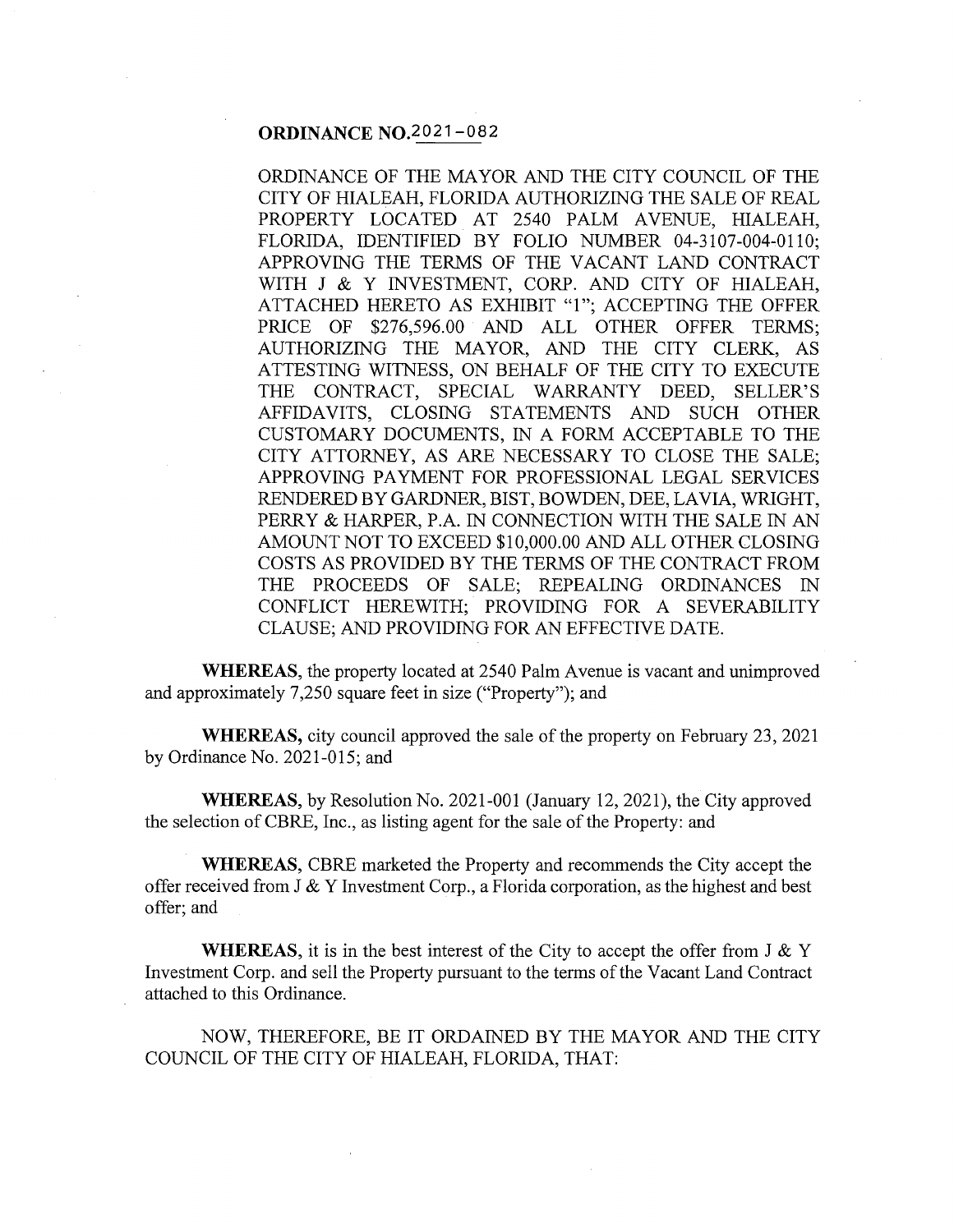# ORDINANCE NO. 2021-082

ORDINANCE OF THE MAYOR AND THE CITY COUNCIL OF THE CITY OF HIALEAH, FLORIDA AUTHORIZING THE SALE OF REAL PROPERTY LOCATED AT 2540 PALM AVENUE, HIALEAH, FLORIDA, IDENTIFIED BY FOLIO NUMBER 04-3107-004-0110; APPROVING THE TERMS OF THE VACANT LAND CONTRACT WITH J & Y INVESTMENT, CORP. AND CITY OF HIALEAH, ATTACHED HERETO AS EXHIBIT "1"; ACCEPTING THE OFFER PRICE OF $276,596.00 AND ALL OTHER OFFER TERMS; AUTHORIZING THE MAYOR, AND THE CITY CLERK, AS ATTESTING WITNESS, ON BEHALF OF THE CITY TO EXECUTE THE CONTRACT, SPECIAL WARRANTY DEED, SELLER'S AFFIDAVITS, CLOSING STATEMENTS AND SUCH OTHER CUSTOMARY DOCUMENTS, IN A FORM ACCEPTABLE TO THE CITY ATTORNEY, AS ARE NECESSARY TO CLOSE THE SALE; APPROVING PAYMENT FOR PROFESSIONAL LEGAL SERVICES RENDERED BY GARDNER, BIST, BOWDEN, DEE, LAVIA, WRIGHT, PERRY & HARPER, P.A. IN CONNECTION WITH THE SALE IN AN AMOUNT NOT TO EXCEED $10,000.00 AND ALL OTHER CLOSING COSTS AS PROVIDED BY THE TERMS OF THE CONTRACT FROM THE PROCEEDS OF SALE; REPEALING ORDINANCES IN CONFLICT HEREWITH; PROVIDING FOR A SEVERABILITY CLAUSE; AND PROVIDING FOR AN EFFECTIVE DATE.

**WHEREAS,** the property located at 2540 Palm Avenue is vacant and unimproved and approximately 7,250 square feet in size ("Property"); and

**WHEREAS,** city council approved the sale of the property on February 23, 2021 by Ordinance No. 2021-015; and

**WHEREAS,** by Resolution No. 2021-001 (January 12, 2021), the City approved the selection of CBRE, Inc., as listing agent for the sale of the Property: and

**WHEREAS,** CBRE marketed the Property and recommends the City accept the offer received from J & Y Investment Corp., a Florida corporation, as the highest and best offer; and

**WHEREAS,** it is in the best interest of the City to accept the offer from J & Y Investment Corp. and sell the Property pursuant to the terms of the Vacant Land Contract attached to this Ordinance.

NOW, THEREFORE, BE IT ORDAINED BY THE MAYOR AND THE CITY COUNCIL OF THE CITY OF HIALEAH, FLORIDA, THAT: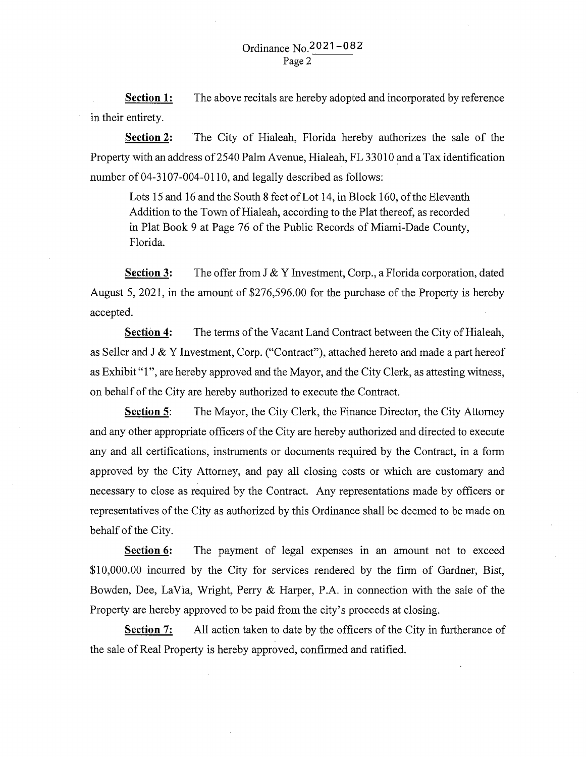**Section 1:** The above recitals are hereby adopted and incorporated by reference in their entirety.

**Section 2:** The City of Hialeah, Florida hereby authorizes the sale of the Property with an address of 2540 Palm Avenue, Hialeah, FL 33010 and a Tax identification number of 04-3107-004-0110, and legally described as follows:

> Lots 15 and 16 and the South 8 feet of Lot 14, in Block 160, of the Eleventh Addition to the Town of Hialeah, according to the Plat thereof, as recorded in Plat Book 9 at Page 76 of the Public Records of Miami-Dade County, Florida.

**Section 3:** The offer from J & Y Investment, Corp., a Florida corporation, dated August 5, 2021, in the amount of $276,596.00 for the purchase of the Property is hereby accepted.

**Section 4:** The terms of the Vacant Land Contract between the City of Hialeah, as Seller and J & Y Investment, Corp. ("Contract"), attached hereto and made a part hereof as Exhibit "1", are hereby approved and the Mayor, and the City Clerk, as attesting witness, on behalf of the City are hereby authorized to execute the Contract.

**Section 5**: The Mayor, the City Clerk, the Finance Director, the City Attorney and any other appropriate officers of the City are hereby authorized and directed to execute any and all certifications, instruments or documents required by the Contract, in a form approved by the City Attorney, and pay all closing costs or which are customary and necessary to close as required by the Contract. Any representations made by officers or representatives of the City as authorized by this Ordinance shall be deemed to be made on behalf of the City.

**Section 6:** The payment of legal expenses in an amount not to exceed $10,000.00 incurred by the City for services rendered by the firm of Gardner, Bist, Bowden, Dee, LaVia, Wright, Perry & Harper, P.A. in connection with the sale of the Property are hereby approved to be paid from the city's proceeds at closing.

**Section 7:** All action taken to date by the officers of the City in furtherance of the sale of Real Property is hereby approved, confirmed and ratified.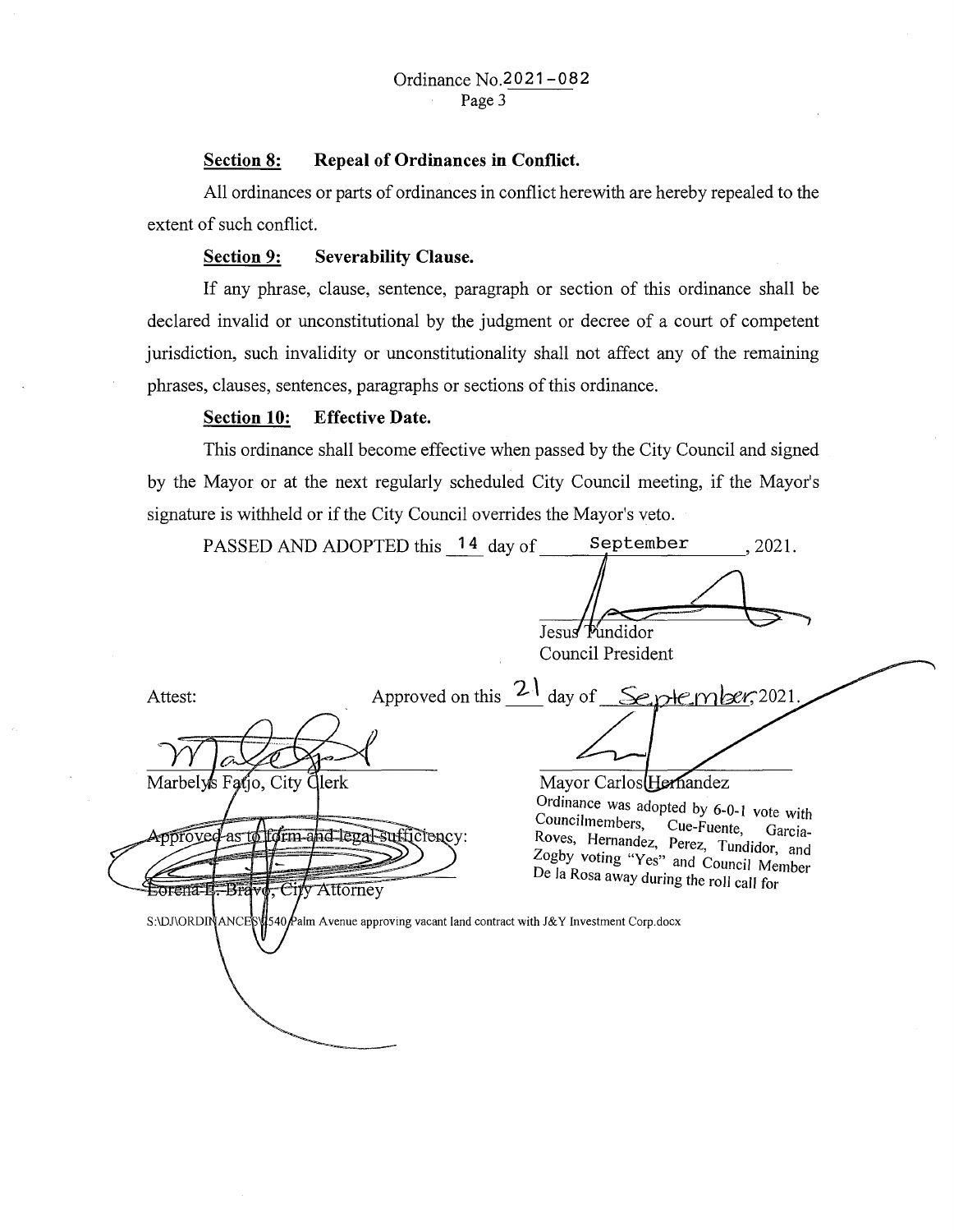Ordinance No. 2021-082

**Section 8: Repeal of Ordinances in Conflict.**

All ordinances or parts of ordinances in conflict herewith are hereby repealed to the extent of such conflict.

**Section 9: Severability Clause.**

If any phrase, clause, sentence, paragraph or section of this ordinance shall be declared invalid or unconstitutional by the judgment or decree of a court of competent jurisdiction, such invalidity or unconstitutionality shall not affect any of the remaining phrases, clauses, sentences, paragraphs or sections of this ordinance.

**Section 10: Effective Date.**

This ordinance shall become effective when passed by the City Council and signed by the Mayor or at the next regularly scheduled City Council meeting, if the Mayor's signature is withheld or if the City Council overrides the Mayor's veto.

PASSED AND ADOPTED this 14 day of September, 2021.

Jesus Tundidor
Council President

Attest:

Marbelys Fatjo, City Clerk

Approved on this 21 day of September, 2021.

Mayor Carlos Hernandez

Approved as to form and legal sufficiency:

Lorena E. Bravo, City Attorney

Ordinance was adopted by 6-0-1 vote with Councilmembers, Cue-Fuente, Garcia-Roves, Hernandez, Perez, Tundidor, and Zogby voting "Yes" and Council Member De la Rosa away during the roll call for

S:\DJ\ORDINANCES\540 Palm Avenue approving vacant land contract with J&Y Investment Corp.docx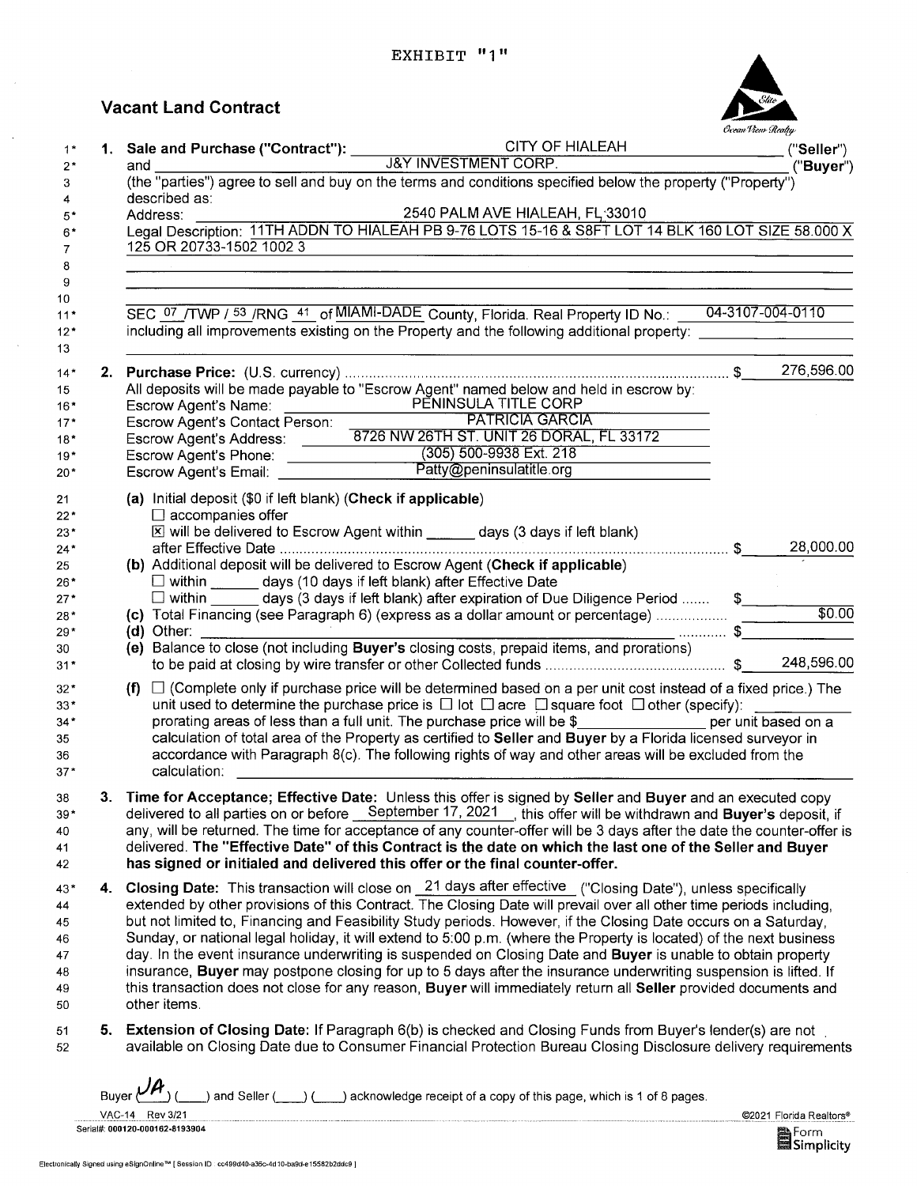EXHIBIT "1"

# Vacant Land Contract

1\. **Sale and Purchase ("Contract"):** CITY OF HIALEAH ("**Seller**") and J&Y INVESTMENT CORP. ("**Buyer**") (the "parties") agree to sell and buy on the terms and conditions specified below the property ("Property") described as:

Address: 2540 PALM AVE HIALEAH, FL 33010

Legal Description: 11TH ADDN TO HIALEAH PB 9-76 LOTS 15-16 & S8FT LOT 14 BLK 160 LOT SIZE 58.000 X 125 OR 20733-1502 1002 3

SEC 07 /TWP / 53 /RNG 41 of MIAMI-DADE County, Florida. Real Property ID No.: 04-3107-004-0110

including all improvements existing on the Property and the following additional property:

2\. **Purchase Price:** (U.S. currency) ............ $ 276,596.00

All deposits will be made payable to "Escrow Agent" named below and held in escrow by:

- Escrow Agent's Name: PENINSULA TITLE CORP
- Escrow Agent's Contact Person: PATRICIA GARCIA
- Escrow Agent's Address: 8726 NW 26TH ST. UNIT 26 DORAL, FL 33172
- Escrow Agent's Phone: (305) 500-9938 Ext. 218
- Escrow Agent's Email: Patty@peninsulatitle.org

**(a)** Initial deposit ($0 if left blank) (**Check if applicable**)
☐ accompanies offer
☒ will be delivered to Escrow Agent within ______ days (3 days if left blank) after Effective Date ............ $ 28,000.00

**(b)** Additional deposit will be delivered to Escrow Agent (**Check if applicable**)
☐ within ______ days (10 days if left blank) after Effective Date
☐ within ______ days (3 days if left blank) after expiration of Due Diligence Period ....... $______

**(c)** Total Financing (see Paragraph 6) (express as a dollar amount or percentage) ............ $0.00

**(d)** Other: ______ ............ $______

**(e)** Balance to close (not including **Buyer's** closing costs, prepaid items, and prorations) to be paid at closing by wire transfer or other Collected funds ............ $ 248,596.00

**(f)** ☐ (Complete only if purchase price will be determined based on a per unit cost instead of a fixed price.) The unit used to determine the purchase price is ☐ lot ☐ acre ☐ square foot ☐ other (specify): ______ prorating areas of less than a full unit. The purchase price will be $______ per unit based on a calculation of total area of the Property as certified to **Seller** and **Buyer** by a Florida licensed surveyor in accordance with Paragraph 8(c). The following rights of way and other areas will be excluded from the calculation: ______

3\. **Time for Acceptance; Effective Date:** Unless this offer is signed by **Seller** and **Buyer** and an executed copy delivered to all parties on or before September 17, 2021, this offer will be withdrawn and **Buyer's** deposit, if any, will be returned. The time for acceptance of any counter-offer will be 3 days after the date the counter-offer is delivered. **The "Effective Date" of this Contract is the date on which the last one of the Seller and Buyer has signed or initialed and delivered this offer or the final counter-offer.**

4\. **Closing Date:** This transaction will close on 21 days after effective ("Closing Date"), unless specifically extended by other provisions of this Contract. The Closing Date will prevail over all other time periods including, but not limited to, Financing and Feasibility Study periods. However, if the Closing Date occurs on a Saturday, Sunday, or national legal holiday, it will extend to 5:00 p.m. (where the Property is located) of the next business day. In the event insurance underwriting is suspended on Closing Date and **Buyer** is unable to obtain property insurance, **Buyer** may postpone closing for up to 5 days after the insurance underwriting suspension is lifted. If this transaction does not close for any reason, **Buyer** will immediately return all **Seller** provided documents and other items.

5\. **Extension of Closing Date:** If Paragraph 6(b) is checked and Closing Funds from Buyer's lender(s) are not available on Closing Date due to Consumer Financial Protection Bureau Closing Disclosure delivery requirements

Buyer (JA) (____) and Seller (____) (____) acknowledge receipt of a copy of this page, which is 1 of 8 pages.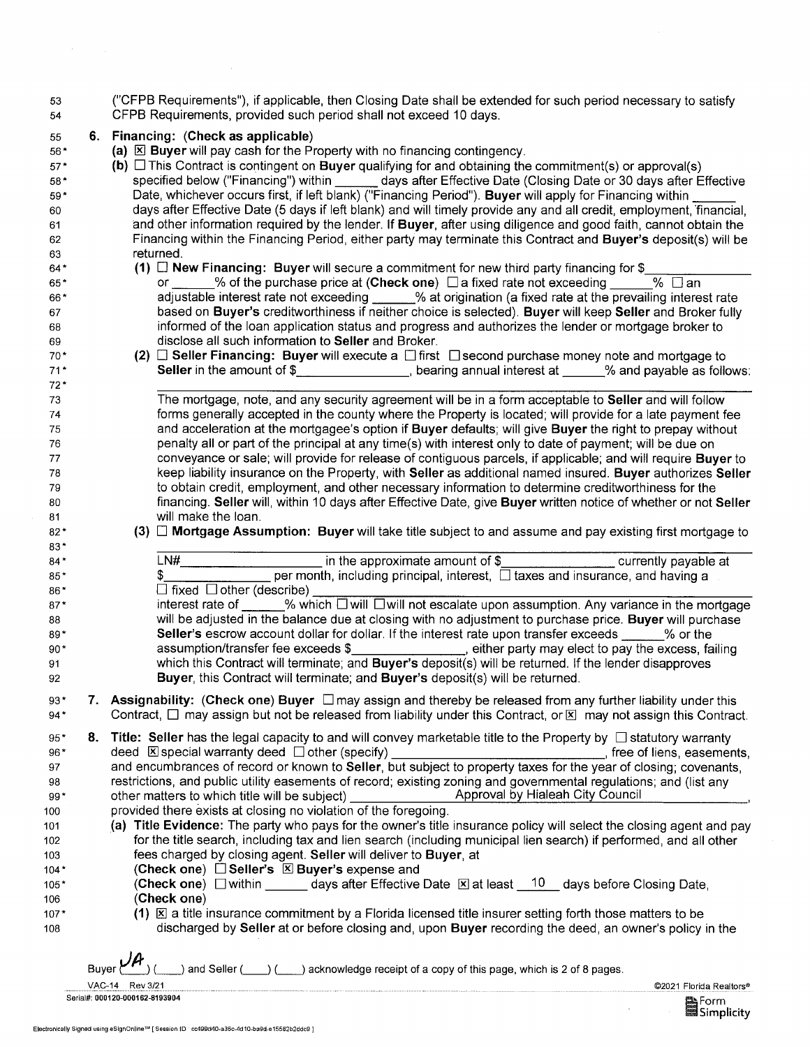("CFPB Requirements"), if applicable, then Closing Date shall be extended for such period necessary to satisfy CFPB Requirements, provided such period shall not exceed 10 days.

**6. Financing: (Check as applicable)**

**(a)** ☒ **Buyer** will pay cash for the Property with no financing contingency.

**(b)** ☐ This Contract is contingent on **Buyer** qualifying for and obtaining the commitment(s) or approval(s) specified below ("Financing") within ______ days after Effective Date (Closing Date or 30 days after Effective Date, whichever occurs first, if left blank) ("Financing Period"). **Buyer** will apply for Financing within ______ days after Effective Date (5 days if left blank) and will timely provide any and all credit, employment, financial, and other information required by the lender. If **Buyer**, after using diligence and good faith, cannot obtain the Financing within the Financing Period, either party may terminate this Contract and **Buyer's** deposit(s) will be returned.

**(1)** ☐ **New Financing: Buyer** will secure a commitment for new third party financing for $______________ or ______% of the purchase price at (**Check one**) ☐ a fixed rate not exceeding ______% ☐ an adjustable interest rate not exceeding ______% at origination (a fixed rate at the prevailing interest rate based on **Buyer's** creditworthiness if neither choice is selected). **Buyer** will keep **Seller** and Broker fully informed of the loan application status and progress and authorizes the lender or mortgage broker to disclose all such information to **Seller** and Broker.

**(2)** ☐ **Seller Financing: Buyer** will execute a ☐ first ☐ second purchase money note and mortgage to **Seller** in the amount of $______________, bearing annual interest at ______% and payable as follows: ______________________________________________

The mortgage, note, and any security agreement will be in a form acceptable to **Seller** and will follow forms generally accepted in the county where the Property is located; will provide for a late payment fee and acceleration at the mortgagee's option if **Buyer** defaults; will give **Buyer** the right to prepay without penalty all or part of the principal at any time(s) with interest only to date of payment; will be due on conveyance or sale; will provide for release of contiguous parcels, if applicable; and will require **Buyer** to keep liability insurance on the Property, with **Seller** as additional named insured. **Buyer** authorizes **Seller** to obtain credit, employment, and other necessary information to determine creditworthiness for the financing. **Seller** will, within 10 days after Effective Date, give **Buyer** written notice of whether or not **Seller** will make the loan.

**(3)** ☐ **Mortgage Assumption: Buyer** will take title subject to and assume and pay existing first mortgage to ______________________________________________
LN# __________________ in the approximate amount of $______________ currently payable at $______________ per month, including principal, interest, ☐ taxes and insurance, and having a ☐ fixed ☐ other (describe) ______________________________
interest rate of ______% which ☐ will ☐ will not escalate upon assumption. Any variance in the mortgage will be adjusted in the balance due at closing with no adjustment to purchase price. **Buyer** will purchase **Seller's** escrow account dollar for dollar. If the interest rate upon transfer exceeds ______% or the assumption/transfer fee exceeds $______________, either party may elect to pay the excess, failing which this Contract will terminate; and **Buyer's** deposit(s) will be returned. If the lender disapproves **Buyer**, this Contract will terminate; and **Buyer's** deposit(s) will be returned.

**7. Assignability: (Check one) Buyer** ☐ may assign and thereby be released from any further liability under this Contract, ☐ may assign but not be released from liability under this Contract, or ☒ may not assign this Contract.

**8. Title: Seller** has the legal capacity to and will convey marketable title to the Property by ☐ statutory warranty deed ☒ special warranty deed ☐ other (specify) ______________________________, free of liens, easements, and encumbrances of record or known to **Seller**, but subject to property taxes for the year of closing; covenants, restrictions, and public utility easements of record; existing zoning and governmental regulations; and (list any other matters to which title will be subject) Approval by Hialeah City Council, provided there exists at closing no violation of the foregoing.

**(a) Title Evidence:** The party who pays for the owner's title insurance policy will select the closing agent and pay for the title search, including tax and lien search (including municipal lien search) if performed, and all other fees charged by closing agent. **Seller** will deliver to **Buyer**, at
(**Check one**) ☐ **Seller's** ☒ **Buyer's** expense and
(**Check one**) ☐ within ______ days after Effective Date ☒ at least 10 days before Closing Date,
(**Check one**)

**(1)** ☒ a title insurance commitment by a Florida licensed title insurer setting forth those matters to be discharged by **Seller** at or before closing and, upon **Buyer** recording the deed, an owner's policy in the

Buyer (JA) (____) and Seller (____) (____) acknowledge receipt of a copy of this page, which is 2 of 8 pages.

VAC-14 Rev 3/21 ©2021 Florida Realtors®
Serial#: 000120-000162-8193904

Electronically Signed using eSignOnline™ [ Session ID : cc499d40-a36c-4d10-ba9d-e15582b2ddc9 ]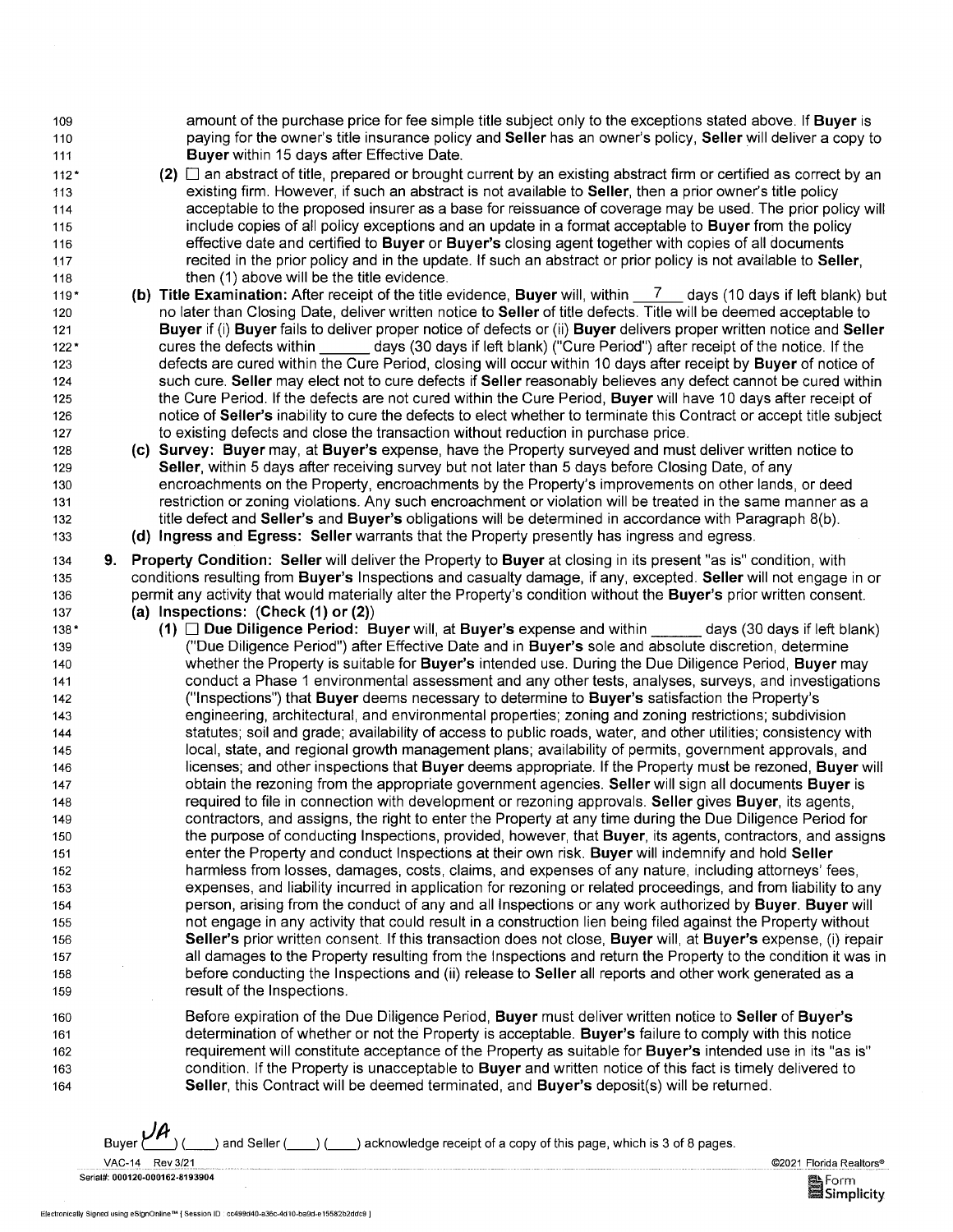amount of the purchase price for fee simple title subject only to the exceptions stated above. If **Buyer** is paying for the owner's title insurance policy and **Seller** has an owner's policy, **Seller** will deliver a copy to **Buyer** within 15 days after Effective Date.

**(2)** ☐ an abstract of title, prepared or brought current by an existing abstract firm or certified as correct by an existing firm. However, if such an abstract is not available to **Seller**, then a prior owner's title policy acceptable to the proposed insurer as a base for reissuance of coverage may be used. The prior policy will include copies of all policy exceptions and an update in a format acceptable to **Buyer** from the policy effective date and certified to **Buyer** or **Buyer's** closing agent together with copies of all documents recited in the prior policy and in the update. If such an abstract or prior policy is not available to **Seller**, then (1) above will be the title evidence.

**(b) Title Examination:** After receipt of the title evidence, **Buyer** will, within 7 days (10 days if left blank) but no later than Closing Date, deliver written notice to **Seller** of title defects. Title will be deemed acceptable to **Buyer** if (i) **Buyer** fails to deliver proper notice of defects or (ii) **Buyer** delivers proper written notice and **Seller** cures the defects within ______ days (30 days if left blank) ("Cure Period") after receipt of the notice. If the defects are cured within the Cure Period, closing will occur within 10 days after receipt by **Buyer** of notice of such cure. **Seller** may elect not to cure defects if **Seller** reasonably believes any defect cannot be cured within the Cure Period. If the defects are not cured within the Cure Period, **Buyer** will have 10 days after receipt of notice of **Seller's** inability to cure the defects to elect whether to terminate this Contract or accept title subject to existing defects and close the transaction without reduction in purchase price.

**(c) Survey: Buyer** may, at **Buyer's** expense, have the Property surveyed and must deliver written notice to **Seller**, within 5 days after receiving survey but not later than 5 days before Closing Date, of any encroachments on the Property, encroachments by the Property's improvements on other lands, or deed restriction or zoning violations. Any such encroachment or violation will be treated in the same manner as a title defect and **Seller's** and **Buyer's** obligations will be determined in accordance with Paragraph 8(b).

**(d) Ingress and Egress: Seller** warrants that the Property presently has ingress and egress.

**9. Property Condition: Seller** will deliver the Property to **Buyer** at closing in its present "as is" condition, with conditions resulting from **Buyer's** Inspections and casualty damage, if any, excepted. **Seller** will not engage in or permit any activity that would materially alter the Property's condition without the **Buyer's** prior written consent.

**(a) Inspections: (Check (1) or (2))**

**(1)** ☐ **Due Diligence Period:** Buyer will, at **Buyer's** expense and within ______ days (30 days if left blank) ("Due Diligence Period") after Effective Date and in **Buyer's** sole and absolute discretion, determine whether the Property is suitable for **Buyer's** intended use. During the Due Diligence Period, **Buyer** may conduct a Phase 1 environmental assessment and any other tests, analyses, surveys, and investigations ("Inspections") that **Buyer** deems necessary to determine to **Buyer's** satisfaction the Property's engineering, architectural, and environmental properties; zoning and zoning restrictions; subdivision statutes; soil and grade; availability of access to public roads, water, and other utilities; consistency with local, state, and regional growth management plans; availability of permits, government approvals, and licenses; and other inspections that **Buyer** deems appropriate. If the Property must be rezoned, **Buyer** will obtain the rezoning from the appropriate government agencies. **Seller** will sign all documents **Buyer** is required to file in connection with development or rezoning approvals. **Seller** gives **Buyer**, its agents, contractors, and assigns, the right to enter the Property at any time during the Due Diligence Period for the purpose of conducting Inspections, provided, however, that **Buyer**, its agents, contractors, and assigns enter the Property and conduct Inspections at their own risk. **Buyer** will indemnify and hold **Seller** harmless from losses, damages, costs, claims, and expenses of any nature, including attorneys' fees, expenses, and liability incurred in application for rezoning or related proceedings, and from liability to any person, arising from the conduct of any and all Inspections or any work authorized by **Buyer**. **Buyer** will not engage in any activity that could result in a construction lien being filed against the Property without **Seller's** prior written consent. If this transaction does not close, **Buyer** will, at **Buyer's** expense, (i) repair all damages to the Property resulting from the Inspections and return the Property to the condition it was in before conducting the Inspections and (ii) release to **Seller** all reports and other work generated as a result of the Inspections.

Before expiration of the Due Diligence Period, **Buyer** must deliver written notice to **Seller** of **Buyer's** determination of whether or not the Property is acceptable. **Buyer's** failure to comply with this notice requirement will constitute acceptance of the Property as suitable for **Buyer's** intended use in its "as is" condition. If the Property is unacceptable to **Buyer** and written notice of this fact is timely delivered to **Seller**, this Contract will be deemed terminated, and **Buyer's** deposit(s) will be returned.

Buyer (JA) (____) and Seller (____) (____) acknowledge receipt of a copy of this page, which is 3 of 8 pages.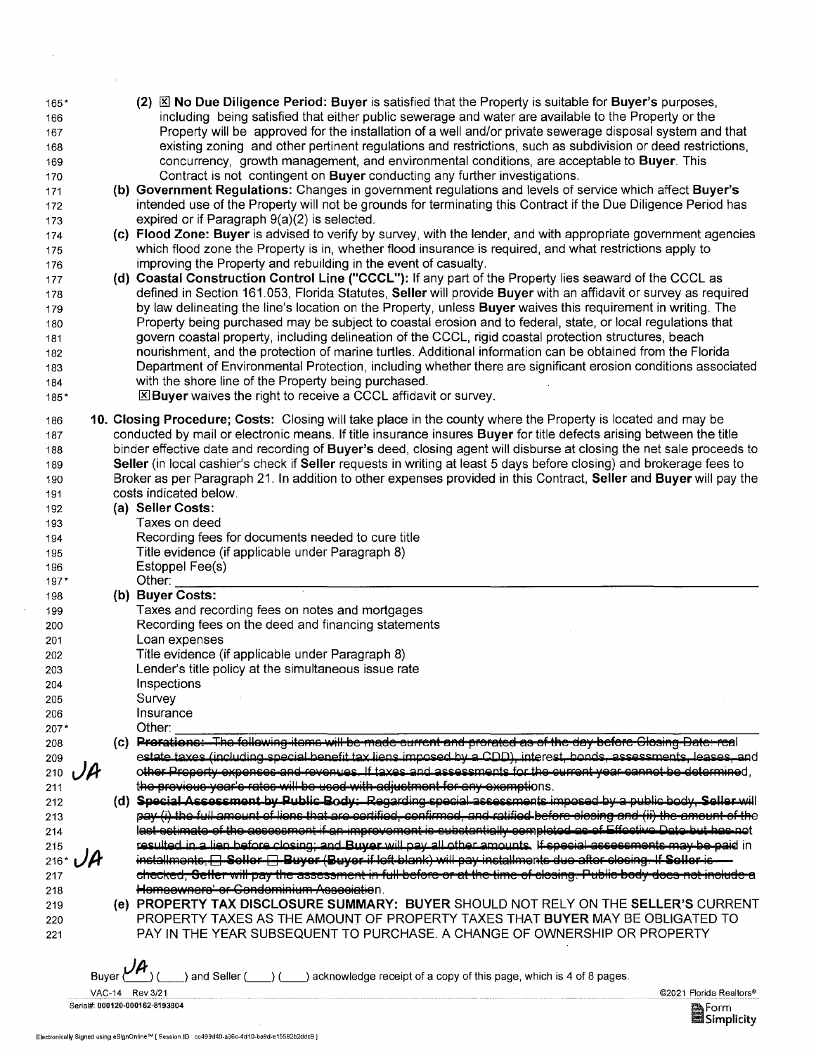(2) ☒ **No Due Diligence Period: Buyer** is satisfied that the Property is suitable for **Buyer's** purposes, including being satisfied that either public sewerage and water are available to the Property or the Property will be approved for the installation of a well and/or private sewerage disposal system and that existing zoning and other pertinent regulations and restrictions, such as subdivision or deed restrictions, concurrency, growth management, and environmental conditions, are acceptable to **Buyer**. This Contract is not contingent on **Buyer** conducting any further investigations.

**(b) Government Regulations:** Changes in government regulations and levels of service which affect **Buyer's** intended use of the Property will not be grounds for terminating this Contract if the Due Diligence Period has expired or if Paragraph 9(a)(2) is selected.

**(c) Flood Zone: Buyer** is advised to verify by survey, with the lender, and with appropriate government agencies which flood zone the Property is in, whether flood insurance is required, and what restrictions apply to improving the Property and rebuilding in the event of casualty.

**(d) Coastal Construction Control Line ("CCCL"):** If any part of the Property lies seaward of the CCCL as defined in Section 161.053, Florida Statutes, **Seller** will provide **Buyer** with an affidavit or survey as required by law delineating the line's location on the Property, unless **Buyer** waives this requirement in writing. The Property being purchased may be subject to coastal erosion and to federal, state, or local regulations that govern coastal property, including delineation of the CCCL, rigid coastal protection structures, beach nourishment, and the protection of marine turtles. Additional information can be obtained from the Florida Department of Environmental Protection, including whether there are significant erosion conditions associated with the shore line of the Property being purchased.

☒ **Buyer** waives the right to receive a CCCL affidavit or survey.

**10. Closing Procedure; Costs:** Closing will take place in the county where the Property is located and may be conducted by mail or electronic means. If title insurance insures **Buyer** for title defects arising between the title binder effective date and recording of **Buyer's** deed, closing agent will disburse at closing the net sale proceeds to **Seller** (in local cashier's check if **Seller** requests in writing at least 5 days before closing) and brokerage fees to Broker as per Paragraph 21. In addition to other expenses provided in this Contract, **Seller** and **Buyer** will pay the costs indicated below.

**(a) Seller Costs:**

Taxes on deed
Recording fees for documents needed to cure title
Title evidence (if applicable under Paragraph 8)
Estoppel Fee(s)
Other: \_\_\_\_\_\_\_\_\_\_\_\_\_\_\_\_\_\_\_\_

**(b) Buyer Costs:**

Taxes and recording fees on notes and mortgages
Recording fees on the deed and financing statements
Loan expenses
Title evidence (if applicable under Paragraph 8)
Lender's title policy at the simultaneous issue rate
Inspections
Survey
Insurance
Other: \_\_\_\_\_\_\_\_\_\_\_\_\_\_\_\_\_\_\_\_

(c) ~~**Prorations:** The following items will be made current and prorated as of the day before Closing Date: real estate taxes (including special benefit tax liens imposed by a CDD), interest, bonds, assessments, leases, and other Property expenses and revenues. If taxes and assessments for the current year cannot be determined, the previous year's rates will be used with adjustment for any exemptions.~~ JA

(d) ~~**Special Assessment by Public Body:** Regarding special assessments imposed by a public body, **Seller** will pay (i) the full amount of liens that are certified, confirmed, and ratified before closing and (ii) the amount of the last estimate of the assessment if an improvement is substantially completed as of Effective Date but has not resulted in a lien before closing; and **Buyer** will pay all other amounts. If special assessments may be paid in installments, ☐ **Seller** ☐ **Buyer** (**Buyer** if left blank) will pay installments due after closing. If **Seller** is checked, **Seller** will pay the assessment in full before or at the time of closing. Public body does not include a Homeowners' or Condominium Association.~~ JA

**(e) PROPERTY TAX DISCLOSURE SUMMARY: BUYER** SHOULD NOT RELY ON THE **SELLER'S** CURRENT PROPERTY TAXES AS THE AMOUNT OF PROPERTY TAXES THAT **BUYER** MAY BE OBLIGATED TO PAY IN THE YEAR SUBSEQUENT TO PURCHASE. A CHANGE OF OWNERSHIP OR PROPERTY

Buyer (JA) (\_\_\_\_) and Seller (\_\_\_\_) (\_\_\_\_) acknowledge receipt of a copy of this page, which is 4 of 8 pages.

VAC-14 Rev 3/21 ©2021 Florida Realtors®
Serial#: 000120-000162-8193904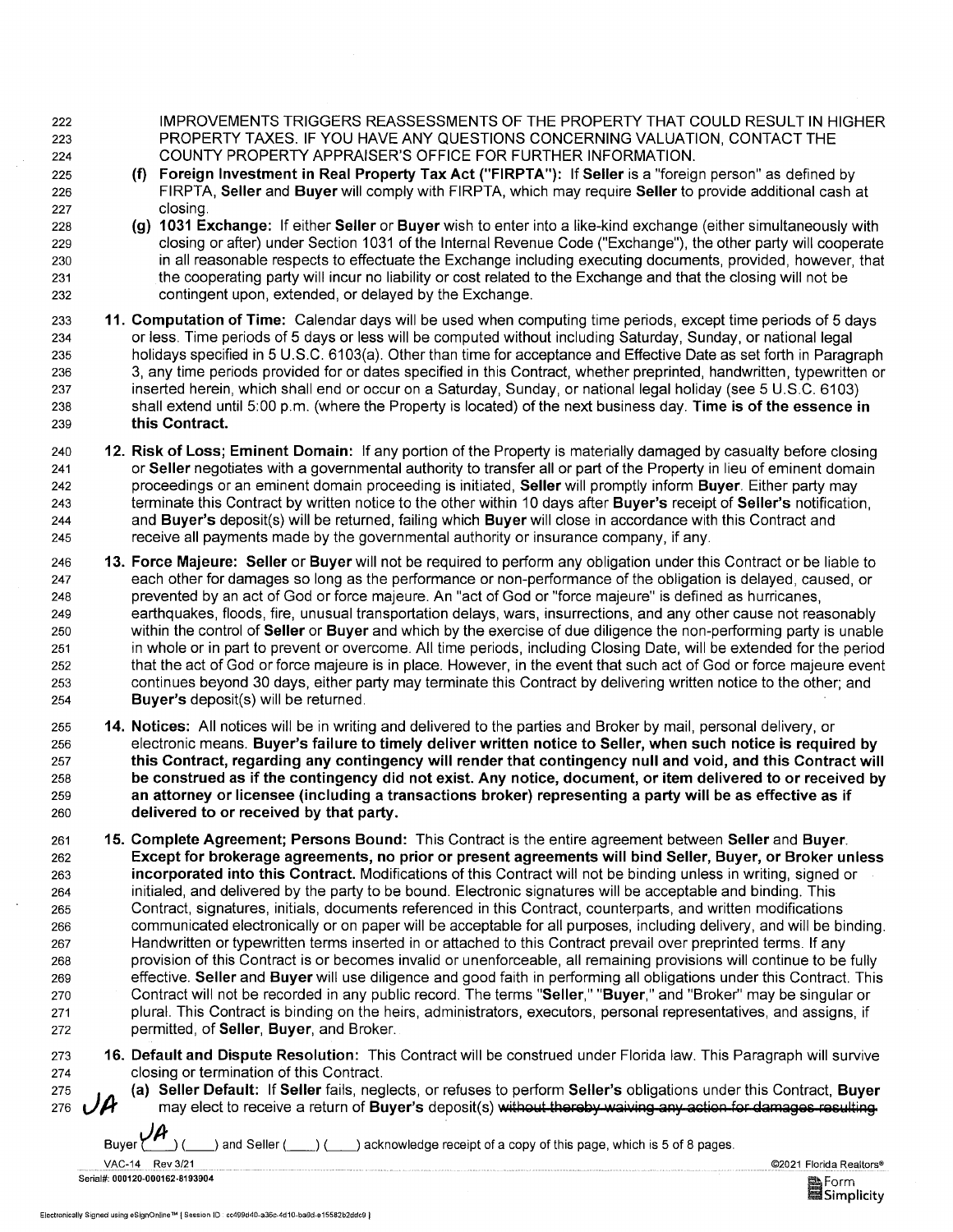IMPROVEMENTS TRIGGERS REASSESSMENTS OF THE PROPERTY THAT COULD RESULT IN HIGHER PROPERTY TAXES. IF YOU HAVE ANY QUESTIONS CONCERNING VALUATION, CONTACT THE COUNTY PROPERTY APPRAISER'S OFFICE FOR FURTHER INFORMATION.

**(f) Foreign Investment in Real Property Tax Act ("FIRPTA"):** If **Seller** is a "foreign person" as defined by FIRPTA, **Seller** and **Buyer** will comply with FIRPTA, which may require **Seller** to provide additional cash at closing.

**(g) 1031 Exchange:** If either **Seller** or **Buyer** wish to enter into a like-kind exchange (either simultaneously with closing or after) under Section 1031 of the Internal Revenue Code ("Exchange"), the other party will cooperate in all reasonable respects to effectuate the Exchange including executing documents, provided, however, that the cooperating party will incur no liability or cost related to the Exchange and that the closing will not be contingent upon, extended, or delayed by the Exchange.

**11. Computation of Time:** Calendar days will be used when computing time periods, except time periods of 5 days or less. Time periods of 5 days or less will be computed without including Saturday, Sunday, or national legal holidays specified in 5 U.S.C. 6103(a). Other than time for acceptance and Effective Date as set forth in Paragraph 3, any time periods provided for or dates specified in this Contract, whether preprinted, handwritten, typewritten or inserted herein, which shall end or occur on a Saturday, Sunday, or national legal holiday (see 5 U.S.C. 6103) shall extend until 5:00 p.m. (where the Property is located) of the next business day. **Time is of the essence in this Contract.**

**12. Risk of Loss; Eminent Domain:** If any portion of the Property is materially damaged by casualty before closing or **Seller** negotiates with a governmental authority to transfer all or part of the Property in lieu of eminent domain proceedings or an eminent domain proceeding is initiated, **Seller** will promptly inform **Buyer**. Either party may terminate this Contract by written notice to the other within 10 days after **Buyer's** receipt of **Seller's** notification, and **Buyer's** deposit(s) will be returned, failing which **Buyer** will close in accordance with this Contract and receive all payments made by the governmental authority or insurance company, if any.

**13. Force Majeure:** **Seller** or **Buyer** will not be required to perform any obligation under this Contract or be liable to each other for damages so long as the performance or non-performance of the obligation is delayed, caused, or prevented by an act of God or force majeure. An "act of God or "force majeure" is defined as hurricanes, earthquakes, floods, fire, unusual transportation delays, wars, insurrections, and any other cause not reasonably within the control of **Seller** or **Buyer** and which by the exercise of due diligence the non-performing party is unable in whole or in part to prevent or overcome. All time periods, including Closing Date, will be extended for the period that the act of God or force majeure is in place. However, in the event that such act of God or force majeure event continues beyond 30 days, either party may terminate this Contract by delivering written notice to the other; and **Buyer's** deposit(s) will be returned.

**14. Notices:** All notices will be in writing and delivered to the parties and Broker by mail, personal delivery, or electronic means. **Buyer's failure to timely deliver written notice to Seller, when such notice is required by this Contract, regarding any contingency will render that contingency null and void, and this Contract will be construed as if the contingency did not exist. Any notice, document, or item delivered to or received by an attorney or licensee (including a transactions broker) representing a party will be as effective as if delivered to or received by that party.**

**15. Complete Agreement; Persons Bound:** This Contract is the entire agreement between **Seller** and **Buyer**. **Except for brokerage agreements, no prior or present agreements will bind Seller, Buyer, or Broker unless incorporated into this Contract.** Modifications of this Contract will not be binding unless in writing, signed or initialed, and delivered by the party to be bound. Electronic signatures will be acceptable and binding. This Contract, signatures, initials, documents referenced in this Contract, counterparts, and written modifications communicated electronically or on paper will be acceptable for all purposes, including delivery, and will be binding. Handwritten or typewritten terms inserted in or attached to this Contract prevail over preprinted terms. If any provision of this Contract is or becomes invalid or unenforceable, all remaining provisions will continue to be fully effective. **Seller** and **Buyer** will use diligence and good faith in performing all obligations under this Contract. This Contract will not be recorded in any public record. The terms "**Seller**," "**Buyer**," and "Broker" may be singular or plural. This Contract is binding on the heirs, administrators, executors, personal representatives, and assigns, if permitted, of **Seller**, **Buyer**, and Broker.

**16. Default and Dispute Resolution:** This Contract will be construed under Florida law. This Paragraph will survive closing or termination of this Contract.

**(a) Seller Default:** If **Seller** fails, neglects, or refuses to perform **Seller's** obligations under this Contract, **Buyer** may elect to receive a return of **Buyer's** deposit(s) ~~without thereby waiving any action for damages resulting.~~ JA

Buyer (JA) (\_\_\_\_) and Seller (\_\_\_\_) (\_\_\_\_) acknowledge receipt of a copy of this page, which is 5 of 8 pages.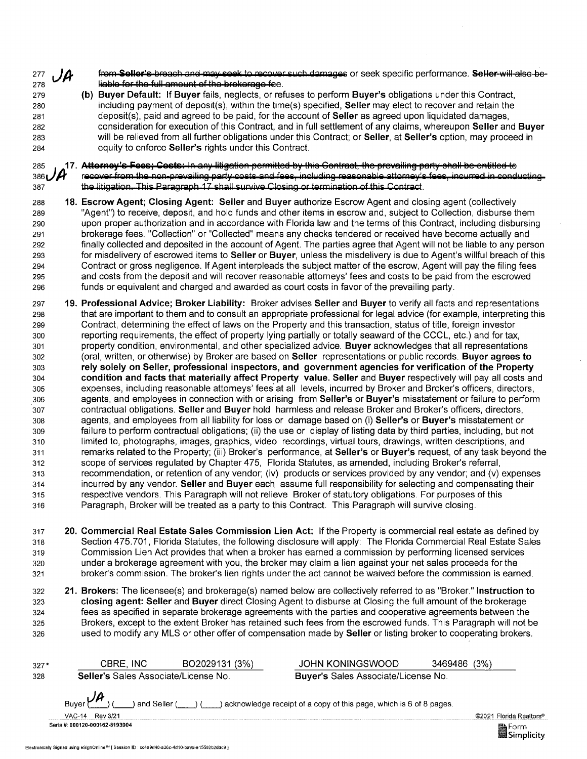JA ~~from **Seller's** breach and may seek to recover such damages~~ or seek specific performance. ~~**Seller** will also be liable for the full amount of the brokerage fee.~~

**(b) Buyer Default:** If **Buyer** fails, neglects, or refuses to perform **Buyer's** obligations under this Contract, including payment of deposit(s), within the time(s) specified, **Seller** may elect to recover and retain the deposit(s), paid and agreed to be paid, for the account of **Seller** as agreed upon liquidated damages, consideration for execution of this Contract, and in full settlement of any claims, whereupon **Seller** and **Buyer** will be relieved from all further obligations under this Contract; or **Seller**, at **Seller's** option, may proceed in equity to enforce **Seller's** rights under this Contract.

JA **17.** ~~**Attorney's Fees; Costs:** In any litigation permitted by this Contract, the prevailing party shall be entitled to recover from the non-prevailing party costs and fees, including reasonable attorney's fees, incurred in conducting the litigation. This Paragraph 17 shall survive Closing or termination of this Contract.~~

**18. Escrow Agent; Closing Agent:** **Seller** and **Buyer** authorize Escrow Agent and closing agent (collectively "Agent") to receive, deposit, and hold funds and other items in escrow and, subject to Collection, disburse them upon proper authorization and in accordance with Florida law and the terms of this Contract, including disbursing brokerage fees. "Collection" or "Collected" means any checks tendered or received have become actually and finally collected and deposited in the account of Agent. The parties agree that Agent will not be liable to any person for misdelivery of escrowed items to **Seller** or **Buyer**, unless the misdelivery is due to Agent's willful breach of this Contract or gross negligence. If Agent interpleads the subject matter of the escrow, Agent will pay the filing fees and costs from the deposit and will recover reasonable attorneys' fees and costs to be paid from the escrowed funds or equivalent and charged and awarded as court costs in favor of the prevailing party.

**19. Professional Advice; Broker Liability:** Broker advises **Seller** and **Buyer** to verify all facts and representations that are important to them and to consult an appropriate professional for legal advice (for example, interpreting this Contract, determining the effect of laws on the Property and this transaction, status of title, foreign investor reporting requirements, the effect of property lying partially or totally seaward of the CCCL, etc.) and for tax, property condition, environmental, and other specialized advice. **Buyer** acknowledges that all representations (oral, written, or otherwise) by Broker are based on **Seller** representations or public records. **Buyer agrees to rely solely on Seller, professional inspectors, and government agencies for verification of the Property condition and facts that materially affect Property value.** **Seller** and **Buyer** respectively will pay all costs and expenses, including reasonable attorneys' fees at all levels, incurred by Broker and Broker's officers, directors, agents, and employees in connection with or arising from **Seller's** or **Buyer's** misstatement or failure to perform contractual obligations. **Seller** and **Buyer** hold harmless and release Broker and Broker's officers, directors, agents, and employees from all liability for loss or damage based on (i) **Seller's** or **Buyer's** misstatement or failure to perform contractual obligations; (ii) the use or display of listing data by third parties, including, but not limited to, photographs, images, graphics, video recordings, virtual tours, drawings, written descriptions, and remarks related to the Property; (iii) Broker's performance, at **Seller's** or **Buyer's** request, of any task beyond the scope of services regulated by Chapter 475, Florida Statutes, as amended, including Broker's referral, recommendation, or retention of any vendor; (iv) products or services provided by any vendor; and (v) expenses incurred by any vendor. **Seller** and **Buyer** each assume full responsibility for selecting and compensating their respective vendors. This Paragraph will not relieve Broker of statutory obligations. For purposes of this Paragraph, Broker will be treated as a party to this Contract. This Paragraph will survive closing.

**20. Commercial Real Estate Sales Commission Lien Act:** If the Property is commercial real estate as defined by Section 475.701, Florida Statutes, the following disclosure will apply: The Florida Commercial Real Estate Sales Commission Lien Act provides that when a broker has earned a commission by performing licensed services under a brokerage agreement with you, the broker may claim a lien against your net sales proceeds for the broker's commission. The broker's lien rights under the act cannot be waived before the commission is earned.

**21. Brokers:** The licensee(s) and brokerage(s) named below are collectively referred to as "Broker." **Instruction to closing agent: Seller** and **Buyer** direct Closing Agent to disburse at Closing the full amount of the brokerage fees as specified in separate brokerage agreements with the parties and cooperative agreements between the Brokers, except to the extent Broker has retained such fees from the escrowed funds. This Paragraph will not be used to modify any MLS or other offer of compensation made by **Seller** or listing broker to cooperating brokers.

| CBRE, INC BO2029131 (3%) | JOHN KONINGSWOOD 3469486 (3%) |
|---|---|
| **Seller's** Sales Associate/License No. | **Buyer's** Sales Associate/License No. |

Buyer (JA) (____) and Seller (____) (____) acknowledge receipt of a copy of this page, which is 6 of 8 pages.

VAC-14 Rev 3/21 ©2021 Florida Realtors®

Serial#: 000120-000162-8193904

Electronically Signed using eSignOnline™ [ Session ID : cc499d40-e36c-4d10-ba9d-e15582b2ddc9 ]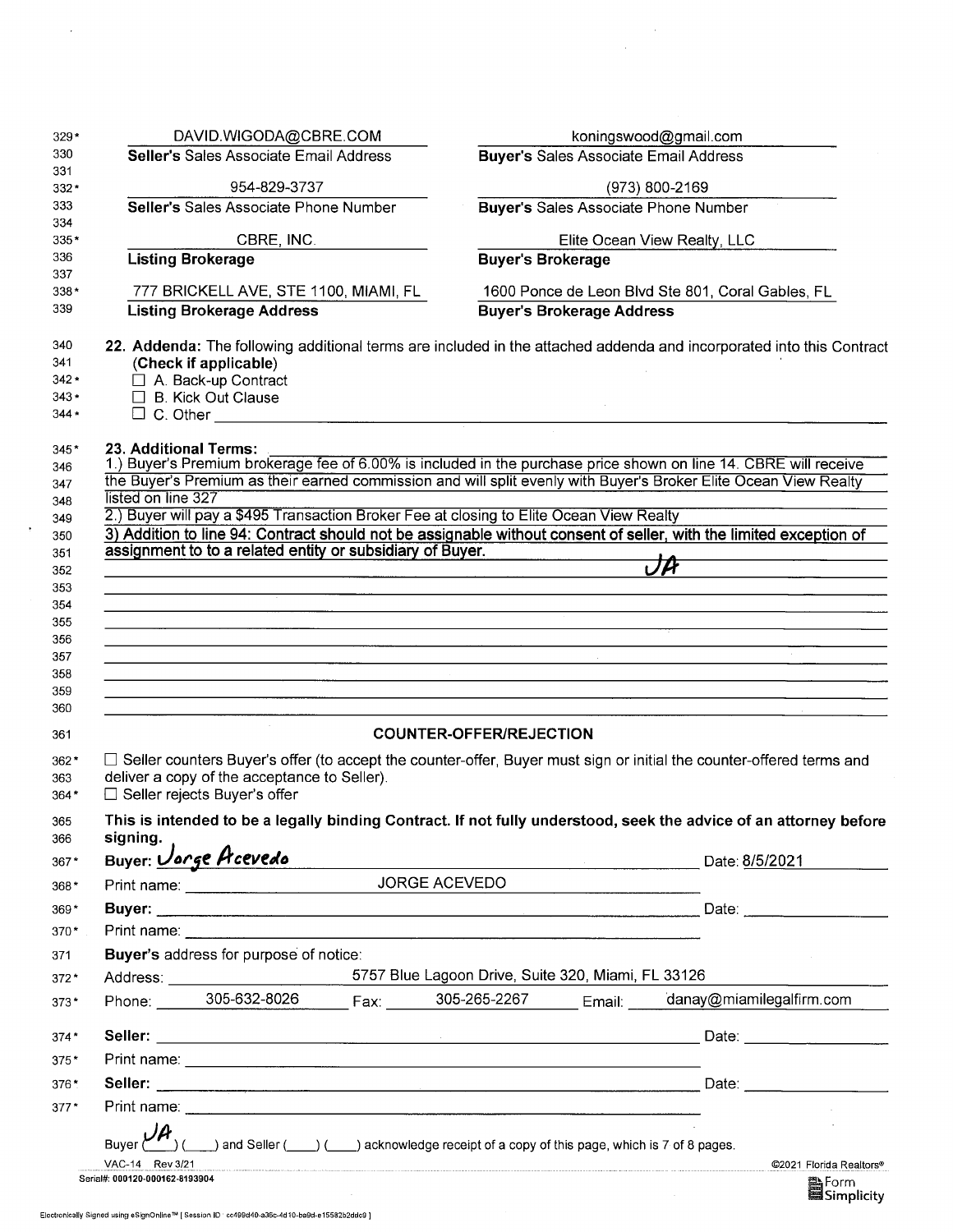| | |
|---|---|
| DAVID.WIGODA@CBRE.COM | koningswood@gmail.com |
| **Seller's** Sales Associate Email Address | **Buyer's** Sales Associate Email Address |
| 954-829-3737 | (973) 800-2169 |
| **Seller's** Sales Associate Phone Number | **Buyer's** Sales Associate Phone Number |
| CBRE, INC. | Elite Ocean View Realty, LLC |
| **Listing Brokerage** | **Buyer's Brokerage** |
| 777 BRICKELL AVE, STE 1100, MIAMI, FL | 1600 Ponce de Leon Blvd Ste 801, Coral Gables, FL |
| **Listing Brokerage Address** | **Buyer's Brokerage Address** |

**22. Addenda:** The following additional terms are included in the attached addenda and incorporated into this Contract **(Check if applicable)**

☐ A. Back-up Contract
☐ B. Kick Out Clause
☐ C. Other ______

**23. Additional Terms:**

1.) Buyer's Premium brokerage fee of 6.00% is included in the purchase price shown on line 14. CBRE will receive the Buyer's Premium as their earned commission and will split evenly with Buyer's Broker Elite Ocean View Realty listed on line 327

2.) Buyer will pay a $495 Transaction Broker Fee at closing to Elite Ocean View Realty

**3) Addition to line 94: Contract should not be assignable without consent of seller, with the limited exception of assignment to to a related entity or subsidiary of Buyer.** JA

**COUNTER-OFFER/REJECTION**

☐ Seller counters Buyer's offer (to accept the counter-offer, Buyer must sign or initial the counter-offered terms and deliver a copy of the acceptance to Seller).
☐ Seller rejects Buyer's offer

**This is intended to be a legally binding Contract. If not fully understood, seek the advice of an attorney before signing.**

**Buyer:** Jorge Acevedo Date: 8/5/2021

Print name: JORGE ACEVEDO

**Buyer:** ______ Date: ______

Print name: ______

**Buyer's** address for purpose of notice:

Address: 5757 Blue Lagoon Drive, Suite 320, Miami, FL 33126

Phone: 305-632-8026 Fax: 305-265-2267 Email: danay@miamilegalfirm.com

**Seller:** ______ Date: ______

Print name: ______

**Seller:** ______ Date: ______

Print name: ______

Buyer (JA) (___) and Seller (___) (___) acknowledge receipt of a copy of this page, which is 7 of 8 pages.

VAC-14 Rev 3/21 ©2021 Florida Realtors®
Serial#: 000120-000162-8193904

Electronically Signed using eSignOnline™ [ Session ID : cc499d40-a36c-4d10-ba9d-e15582b2ddc9 ]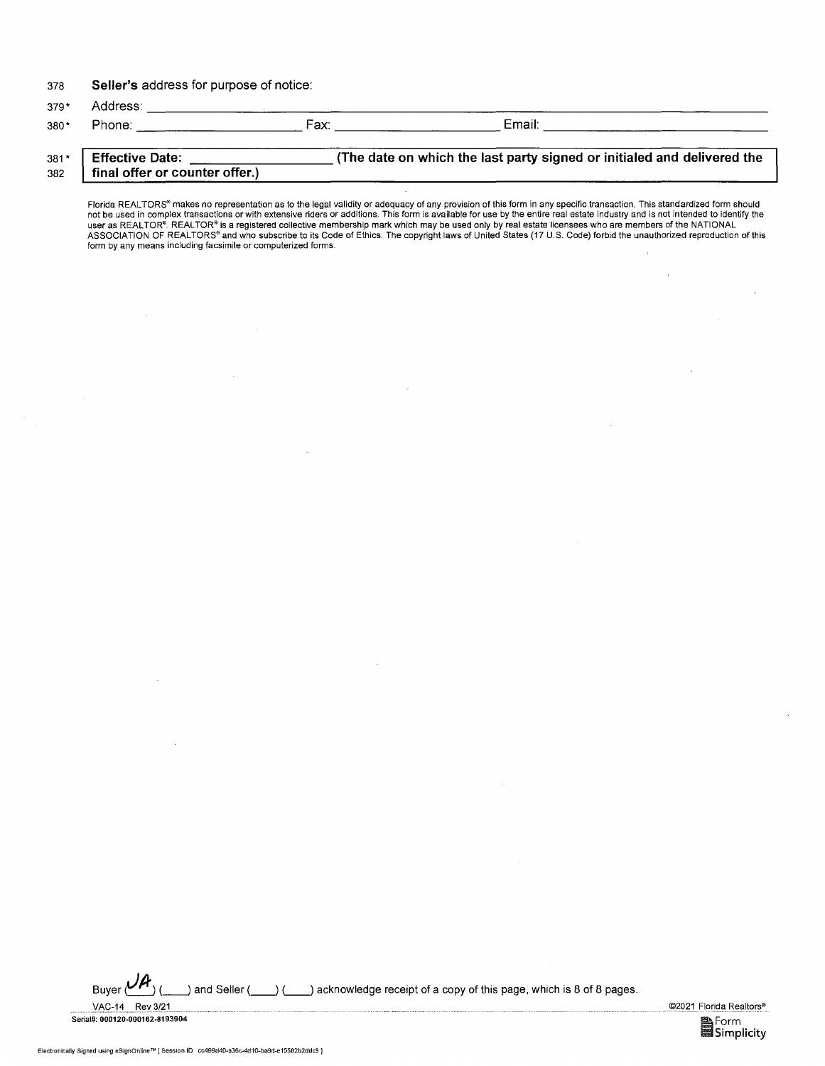378 **Seller's** address for purpose of notice:

379* Address: ______________________________________________

380* Phone: ____________________ Fax: ____________________ Email: ____________________

381* **Effective Date: ________________ (The date on which the last party signed or initialed and delivered the**
382 **final offer or counter offer.)**

Florida REALTORS® makes no representation as to the legal validity or adequacy of any provision of this form in any specific transaction. This standardized form should not be used in complex transactions or with extensive riders or additions. This form is available for use by the entire real estate industry and is not intended to identify the user as REALTOR®. REALTOR® is a registered collective membership mark which may be used only by real estate licensees who are members of the NATIONAL ASSOCIATION OF REALTORS® and who subscribe to its Code of Ethics. The copyright laws of United States (17 U.S. Code) forbid the unauthorized reproduction of this form by any means including facsimile or computerized forms.

Buyer (JA) (____) and Seller (____) (____) acknowledge receipt of a copy of this page, which is 8 of 8 pages.

VAC-14 Rev 3/21 ©2021 Florida Realtors®

Serial#: 000120-000162-8193904

Electronically Signed using eSignOnline™ [ Session ID cc499d40-a36c-4d10-ba9d-e15582b2ddc9 ]